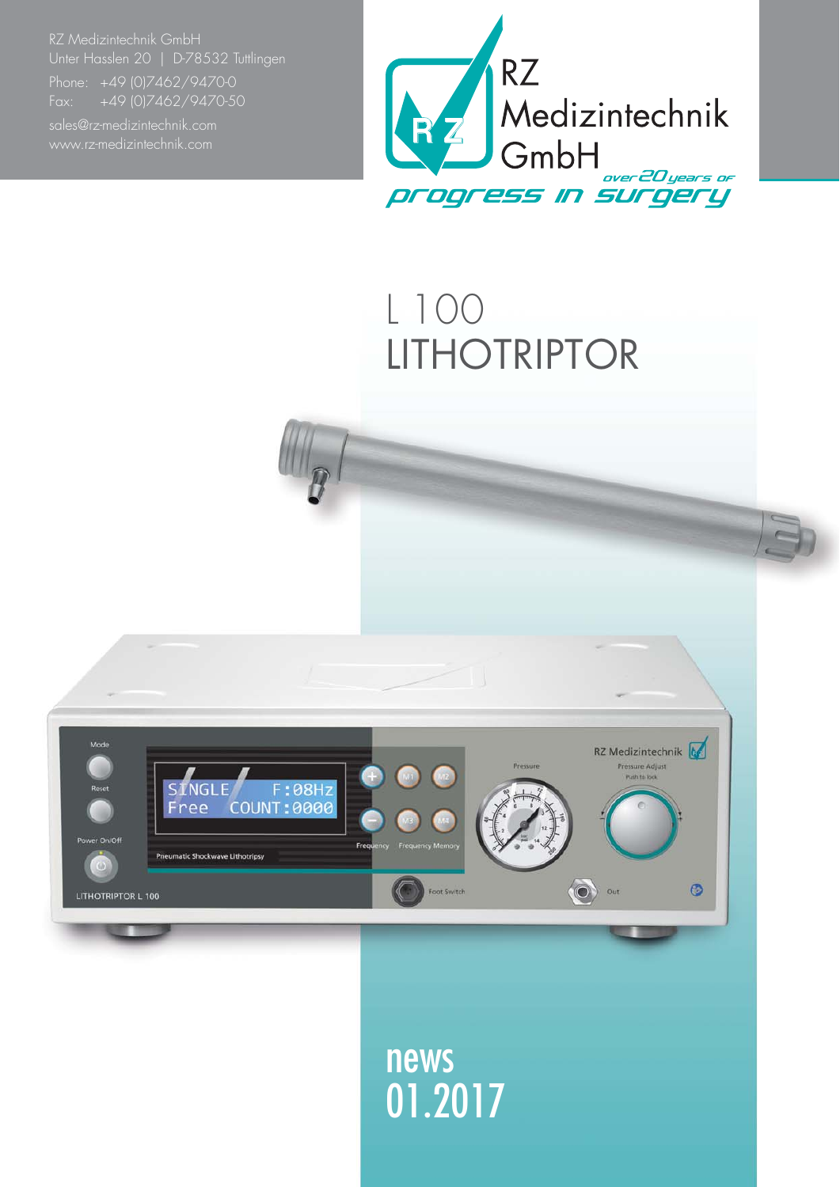RZ Medizintechnik GmbH
Unter Hasslen 20 | D-78532 Tuttlingen
Phone: +49 (0)7462/9470-0
Fax: +49 (0)7462/9470-50
sales@rz-medizintechnik.com
www.rz-medizintechnik.com

RZ Medizintechnik GmbH

over 20 years of progress in surgery

# L 100 LITHOTRIPTOR

news
01.2017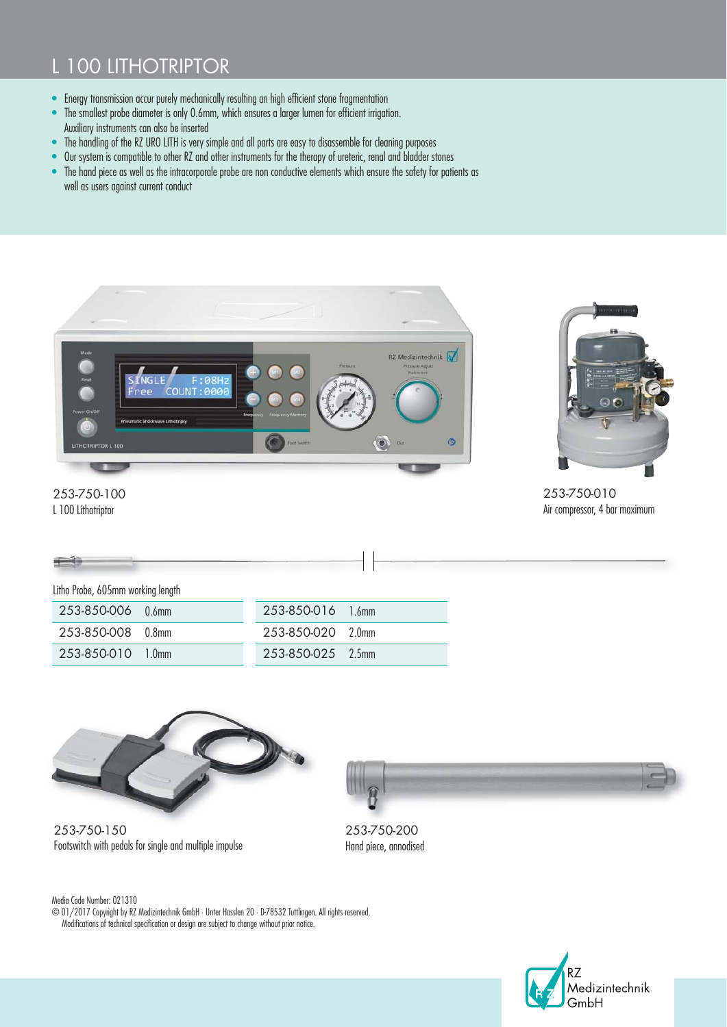# L 100 LITHOTRIPTOR

- Energy transmission occur purely mechanically resulting an high efficient stone fragmentation
- The smallest probe diameter is only 0.6mm, which ensures a larger lumen for efficient irrigation. Auxiliary instruments can also be inserted
- The handling of the RZ URO LITH is very simple and all parts are easy to disassemble for cleaning purposes
- Our system is compatible to other RZ and other instruments for the therapy of ureteric, renal and bladder stones
- The hand piece as well as the intracorporale probe are non conductive elements which ensure the safety for patients as well as users against current conduct

253-750-100
L 100 Lithotriptor

253-750-010
Air compressor, 4 bar maximum

Litho Probe, 605mm working length

| | | | |
|---|---|---|---|
| 253-850-006 | 0.6mm | 253-850-016 | 1.6mm |
| 253-850-008 | 0.8mm | 253-850-020 | 2.0mm |
| 253-850-010 | 1.0mm | 253-850-025 | 2.5mm |

253-750-150
Footswitch with pedals for single and multiple impulse

253-750-200
Hand piece, annodised

Media Code Number: 021310
© 01/2017 Copyright by RZ Medizintechnik GmbH · Unter Hasslen 20 · D-78532 Tuttlingen. All rights reserved.
Modifications of technical specification or design are subject to change without prior notice.

RZ Medizintechnik GmbH